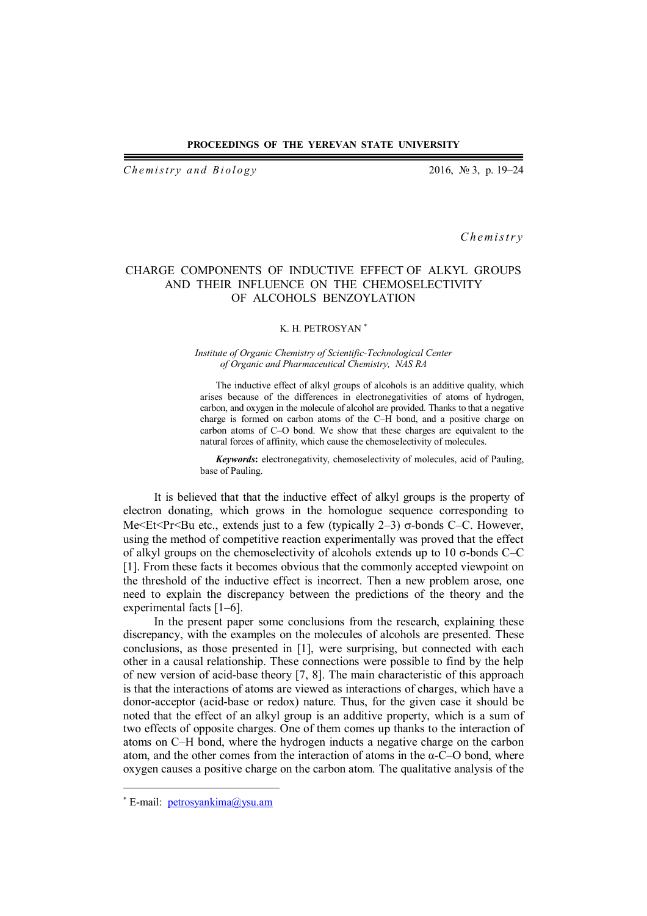*Chemistry*

# CHARGE COMPONENTS OF INDUCTIVE EFFECT OF ALKYL GROUPS AND THEIR INFLUENCE ON THE CHEMOSELECTIVITY OF ALCOHOLS BENZOYLATION

K. H. PETROSYAN [*]

*Institute of Organic Chemistry of Scientific-Technological Center of Organic and Pharmaceutical Chemistry, NAS RA*

The inductive effect of alkyl groups of alcohols is an additive quality, which arises because of the differences in electronegativities of atoms of hydrogen, carbon, and oxygen in the molecule of alcohol are provided. Thanks to that a negative charge is formed on carbon atoms of the C–H bond, and a positive charge on carbon atoms of C–O bond. We show that these charges are equivalent to the natural forces of affinity, which cause the chemoselectivity of molecules.

***Keywords*:** electronegativity, chemoselectivity of molecules, acid of Pauling, base of Pauling.

It is believed that that the inductive effect of alkyl groups is the property of electron donating, which grows in the homologue sequence corresponding to Me<Et<Pr<Bu etc., extends just to a few (typically 2–3) σ-bonds C–C. However, using the method of competitive reaction experimentally was proved that the effect of alkyl groups on the chemoselectivity of alcohols extends up to 10 σ-bonds C–C [1]. From these facts it becomes obvious that the commonly accepted viewpoint on the threshold of the inductive effect is incorrect. Then a new problem arose, one need to explain the discrepancy between the predictions of the theory and the experimental facts [1–6].

In the present paper some conclusions from the research, explaining these discrepancy, with the examples on the molecules of alcohols are presented. These conclusions, as those presented in [1], were surprising, but connected with each other in a causal relationship. These connections were possible to find by the help of new version of acid-base theory [7, 8]. The main characteristic of this approach is that the interactions of atoms are viewed as interactions of charges, which have a donor-acceptor (acid-base or redox) nature. Thus, for the given case it should be noted that the effect of an alkyl group is an additive property, which is a sum of two effects of opposite charges. One of them comes up thanks to the interaction of atoms on C–H bond, where the hydrogen inducts a negative charge on the carbon atom, and the other comes from the interaction of atoms in the α-C–O bond, where oxygen causes a positive charge on the carbon atom. The qualitative analysis of the

---

[*] E-mail: petrosyankima@ysu.am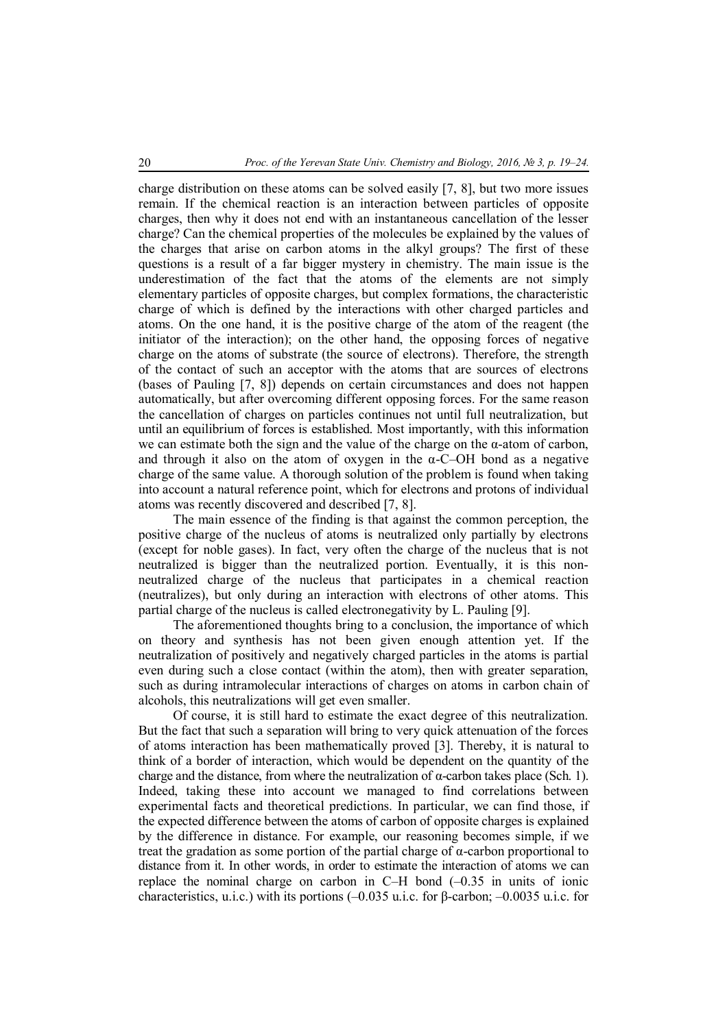charge distribution on these atoms can be solved easily [7, 8], but two more issues remain. If the chemical reaction is an interaction between particles of opposite charges, then why it does not end with an instantaneous cancellation of the lesser charge? Can the chemical properties of the molecules be explained by the values of the charges that arise on carbon atoms in the alkyl groups? The first of these questions is a result of a far bigger mystery in chemistry. The main issue is the underestimation of the fact that the atoms of the elements are not simply elementary particles of opposite charges, but complex formations, the characteristic charge of which is defined by the interactions with other charged particles and atoms. On the one hand, it is the positive charge of the atom of the reagent (the initiator of the interaction); on the other hand, the opposing forces of negative charge on the atoms of substrate (the source of electrons). Therefore, the strength of the contact of such an acceptor with the atoms that are sources of electrons (bases of Pauling [7, 8]) depends on certain circumstances and does not happen automatically, but after overcoming different opposing forces. For the same reason the cancellation of charges on particles continues not until full neutralization, but until an equilibrium of forces is established. Most importantly, with this information we can estimate both the sign and the value of the charge on the α-atom of carbon, and through it also on the atom of oxygen in the α-C–OH bond as a negative charge of the same value. A thorough solution of the problem is found when taking into account a natural reference point, which for electrons and protons of individual atoms was recently discovered and described [7, 8].

The main essence of the finding is that against the common perception, the positive charge of the nucleus of atoms is neutralized only partially by electrons (except for noble gases). In fact, very often the charge of the nucleus that is not neutralized is bigger than the neutralized portion. Eventually, it is this non-neutralized charge of the nucleus that participates in a chemical reaction (neutralizes), but only during an interaction with electrons of other atoms. This partial charge of the nucleus is called electronegativity by L. Pauling [9].

The aforementioned thoughts bring to a conclusion, the importance of which on theory and synthesis has not been given enough attention yet. If the neutralization of positively and negatively charged particles in the atoms is partial even during such a close contact (within the atom), then with greater separation, such as during intramolecular interactions of charges on atoms in carbon chain of alcohols, this neutralizations will get even smaller.

Of course, it is still hard to estimate the exact degree of this neutralization. But the fact that such a separation will bring to very quick attenuation of the forces of atoms interaction has been mathematically proved [3]. Thereby, it is natural to think of a border of interaction, which would be dependent on the quantity of the charge and the distance, from where the neutralization of α-carbon takes place (Sch. 1). Indeed, taking these into account we managed to find correlations between experimental facts and theoretical predictions. In particular, we can find those, if the expected difference between the atoms of carbon of opposite charges is explained by the difference in distance. For example, our reasoning becomes simple, if we treat the gradation as some portion of the partial charge of α-carbon proportional to distance from it. In other words, in order to estimate the interaction of atoms we can replace the nominal charge on carbon in C–H bond (–0.35 in units of ionic characteristics, u.i.c.) with its portions (–0.035 u.i.c. for β-carbon; –0.0035 u.i.c. for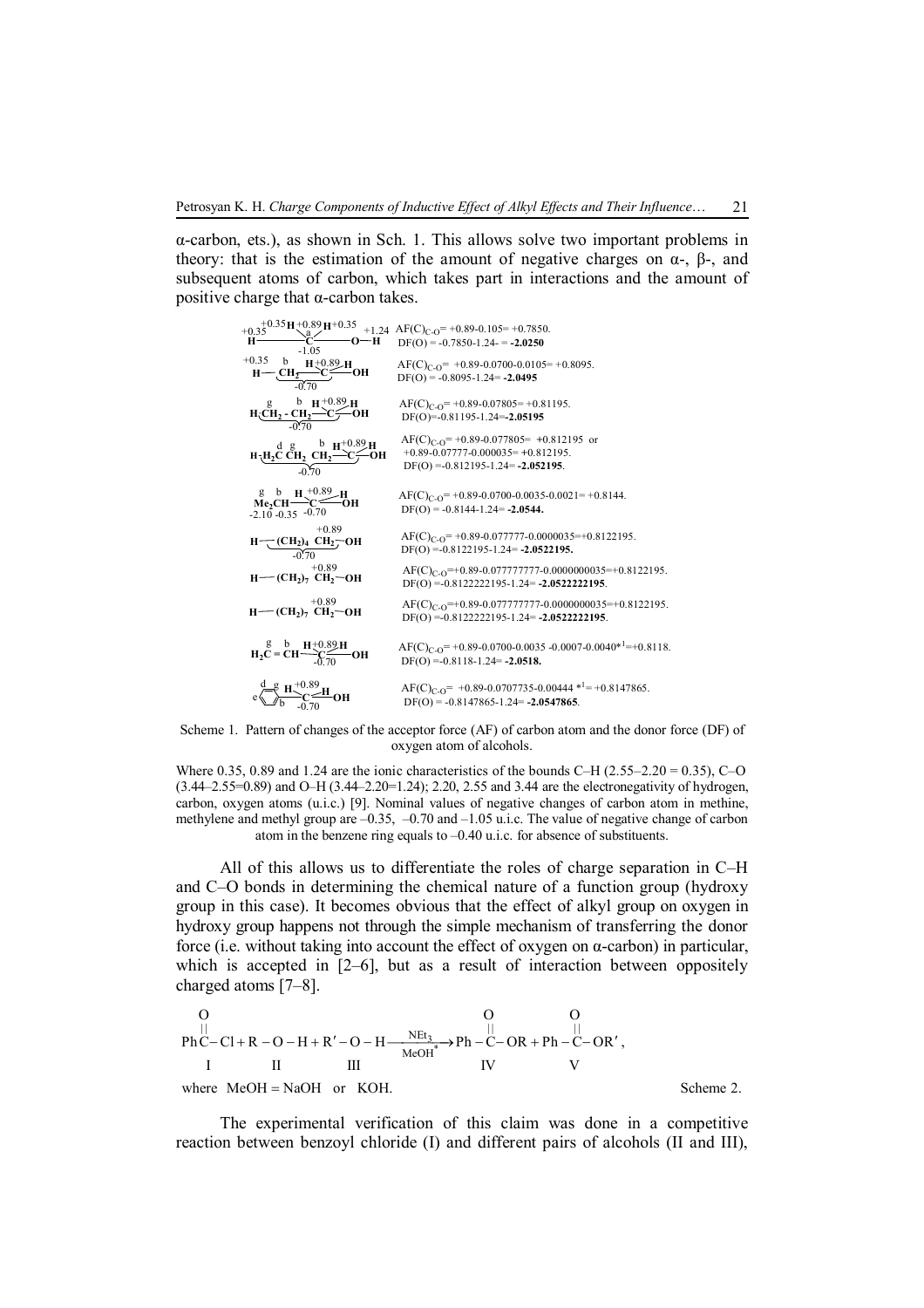α-carbon, ets.), as shown in Sch. 1. This allows solve two important problems in theory: that is the estimation of the amount of negative charges on α-, β-, and subsequent atoms of carbon, which takes part in interactions and the amount of positive charge that α-carbon takes.

| Structure | Values |
|---|---|
| $H^{+0.35}$–$C^{a}_{-1.05}(H^{+0.35})(H^{+0.89})$–$O^{+1.24}$–H | $AF(C)_{C-O}$= +0.89-0.105= +0.7850. $DF(O)$ = -0.7850-1.24- = **-2.0250** |
| $H^{+0.35}$–$\underbrace{CH_2^{b}}_{-0.70}$–C($H^{+0.89}$)(H)–OH | $AF(C)_{C-O}$= +0.89-0.0700-0.0105= +0.8095. $DF(O)$ = -0.8095-1.24= **-2.0495** |
| $H_3^{g}CH_2$ - $CH_2^{b}$–C($H^{+0.89}$)(H)–OH, -0.70 | $AF(C)_{C-O}$= +0.89-0.07805= +0.81195. $DF(O)$=-0.81195-1.24=**-2.05195** |
| H-$H_2^{d}C$ $CH_2^{g}$ $CH_2^{b}$–C($H^{+0.89}$)(H)–OH, -0.70 | $AF(C)_{C-O}$= +0.89-0.077805= +0.812195 or +0.89-0.07777-0.000035= +0.812195. $DF(O)$ =-0.812195-1.24= **-2.052195**. |
| $Me_2^{g}CH^{b}$–C($H^{+0.89}$)(H)–OH, -2.10 -0.35 -0.70 | $AF(C)_{C-O}$= +0.89-0.0700-0.0035-0.0021= +0.8144. $DF(O)$ = -0.8144-1.24= **-2.0544.** |
| H—$(CH_2)_4$ $CH_2^{+0.89}$–OH, -0.70 | $AF(C)_{C-O}$= +0.89-0.077777-0.0000035=+0.8122195. $DF(O)$ =-0.8122195-1.24= **-2.0522195.** |
| H—$(CH_2)_7$ $CH_2^{+0.89}$–OH | $AF(C)_{C-O}$=+0.89-0.077777777-0.0000000035=+0.8122195. $DF(O)$ =-0.8122222195-1.24= **-2.0522222195**. |
| H—$(CH_2)_7$ $CH_2^{+0.89}$–OH | $AF(C)_{C-O}$=+0.89-0.077777777-0.0000000035=+0.8122195. $DF(O)$ =-0.8122222195-1.24= **-2.0522222195**. |
| $H_2^{g}C$ = $CH^{b}$–C($H^{+0.89}$)(H)–OH, -0.70 | $AF(C)_{C-O}$= +0.89-0.0700-0.0035 -0.0007-0.0040*[1]=+0.8118. $DF(O)$ =-0.8118-1.24= **-2.0518.** |
| Ph (d, g, e, b)–C($H^{+0.89}$)(H)–OH, -0.70 | $AF(C)_{C-O}$= +0.89-0.0707735-0.00444 *[1]= +0.8147865. $DF(O)$ = -0.8147865-1.24= **-2.0547865**. |

Scheme 1. Pattern of changes of the acceptor force (AF) of carbon atom and the donor force (DF) of oxygen atom of alcohols.

Where 0.35, 0.89 and 1.24 are the ionic characteristics of the bounds C–H (2.55–2.20 = 0.35), C–O (3.44–2.55=0.89) and O–H (3.44–2.20=1.24); 2.20, 2.55 and 3.44 are the electronegativity of hydrogen, carbon, oxygen atoms (u.i.c.) [9]. Nominal values of negative changes of carbon atom in methine, methylene and methyl group are –0.35, –0.70 and –1.05 u.i.c. The value of negative change of carbon atom in the benzene ring equals to –0.40 u.i.c. for absence of substituents.

All of this allows us to differentiate the roles of charge separation in C–H and C–O bonds in determining the chemical nature of a function group (hydroxy group in this case). It becomes obvious that the effect of alkyl group on oxygen in hydroxy group happens not through the simple mechanism of transferring the donor force (i.e. without taking into account the effect of oxygen on α-carbon) in particular, which is accepted in [2–6], but as a result of interaction between oppositely charged atoms [7–8].

$$\underset{\text{I}}{PhC(=O)-Cl} + \underset{\text{II}}{R-O-H} + \underset{\text{III}}{R'-O-H} \xrightarrow[\text{MeOH}^*]{\text{NEt}_3} \underset{\text{IV}}{Ph-C(=O)-OR} + \underset{\text{V}}{Ph-C(=O)-OR'},$$

where MeOH = NaOH or KOH. Scheme 2.

The experimental verification of this claim was done in a competitive reaction between benzoyl chloride (I) and different pairs of alcohols (II and III),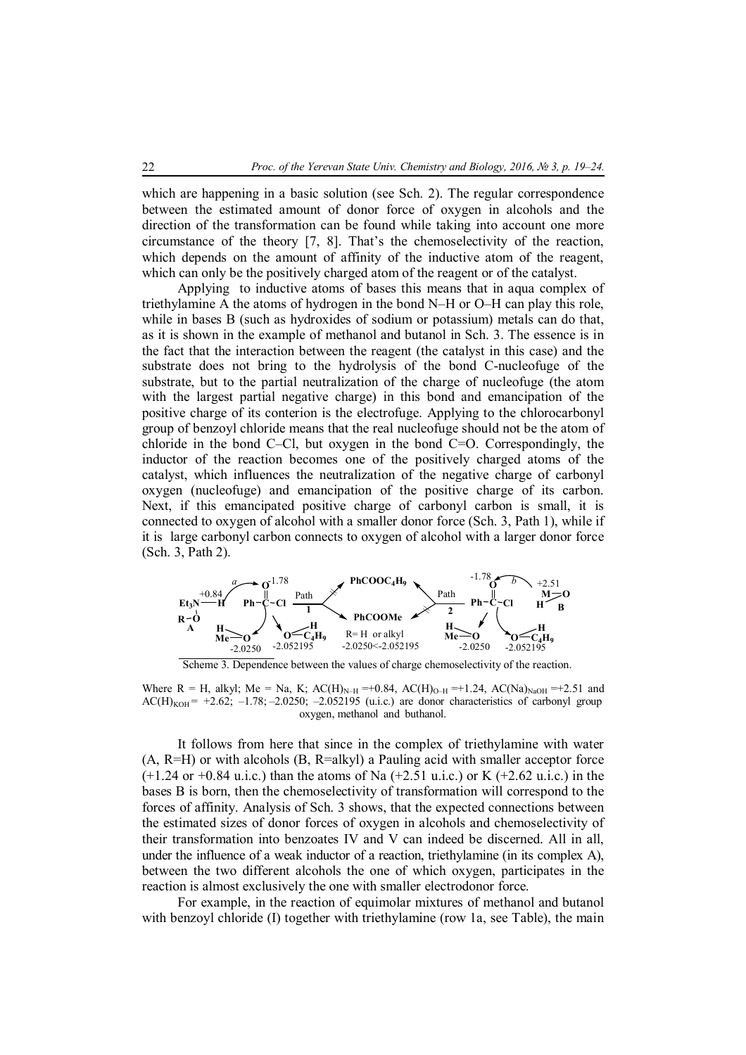which are happening in a basic solution (see Sch. 2). The regular correspondence between the estimated amount of donor force of oxygen in alcohols and the direction of the transformation can be found while taking into account one more circumstance of the theory [7, 8]. That's the chemoselectivity of the reaction, which depends on the amount of affinity of the inductive atom of the reagent, which can only be the positively charged atom of the reagent or of the catalyst.

Applying to inductive atoms of bases this means that in aqua complex of triethylamine A the atoms of hydrogen in the bond N–H or O–H can play this role, while in bases B (such as hydroxides of sodium or potassium) metals can do that, as it is shown in the example of methanol and butanol in Sch. 3. The essence is in the fact that the interaction between the reagent (the catalyst in this case) and the substrate does not bring to the hydrolysis of the bond C-nucleofuge of the substrate, but to the partial neutralization of the charge of nucleofuge (the atom with the largest partial negative charge) in this bond and emancipation of the positive charge of its conterion is the electrofuge. Applying to the chlorocarbonyl group of benzoyl chloride means that the real nucleofuge should not be the atom of chloride in the bond C–Cl, but oxygen in the bond C=O. Correspondingly, the inductor of the reaction becomes one of the positively charged atoms of the catalyst, which influences the neutralization of the negative charge of carbonyl oxygen (nucleofuge) and emancipation of the positive charge of its carbon. Next, if this emancipated positive charge of carbonyl carbon is small, it is connected to oxygen of alcohol with a smaller donor force (Sch. 3, Path 1), while if it is large carbonyl carbon connects to oxygen of alcohol with a larger donor force (Sch. 3, Path 2).

Scheme 3. Dependence between the values of charge chemoselectivity of the reaction.

Where R = H, alkyl; Me = Na, K; $AC(H)_{N–H}$ =+0.84, $AC(H)_{O–H}$ =+1.24, $AC(Na)_{NaOH}$ =+2.51 and $AC(H)_{KOH}$ = +2.62; –1.78; –2.0250; –2.052195 (u.i.c.) are donor characteristics of carbonyl group oxygen, methanol and buthanol.

It follows from here that since in the complex of triethylamine with water (A, R=H) or with alcohols (B, R=alkyl) a Pauling acid with smaller acceptor force (+1.24 or +0.84 u.i.c.) than the atoms of Na (+2.51 u.i.c.) or K (+2.62 u.i.c.) in the bases B is born, then the chemoselectivity of transformation will correspond to the forces of affinity. Analysis of Sch. 3 shows, that the expected connections between the estimated sizes of donor forces of oxygen in alcohols and chemoselectivity of their transformation into benzoates IV and V can indeed be discerned. All in all, under the influence of a weak inductor of a reaction, triethylamine (in its complex A), between the two different alcohols the one of which oxygen, participates in the reaction is almost exclusively the one with smaller electrodonor force.

For example, in the reaction of equimolar mixtures of methanol and butanol with benzoyl chloride (I) together with triethylamine (row 1a, see Table), the main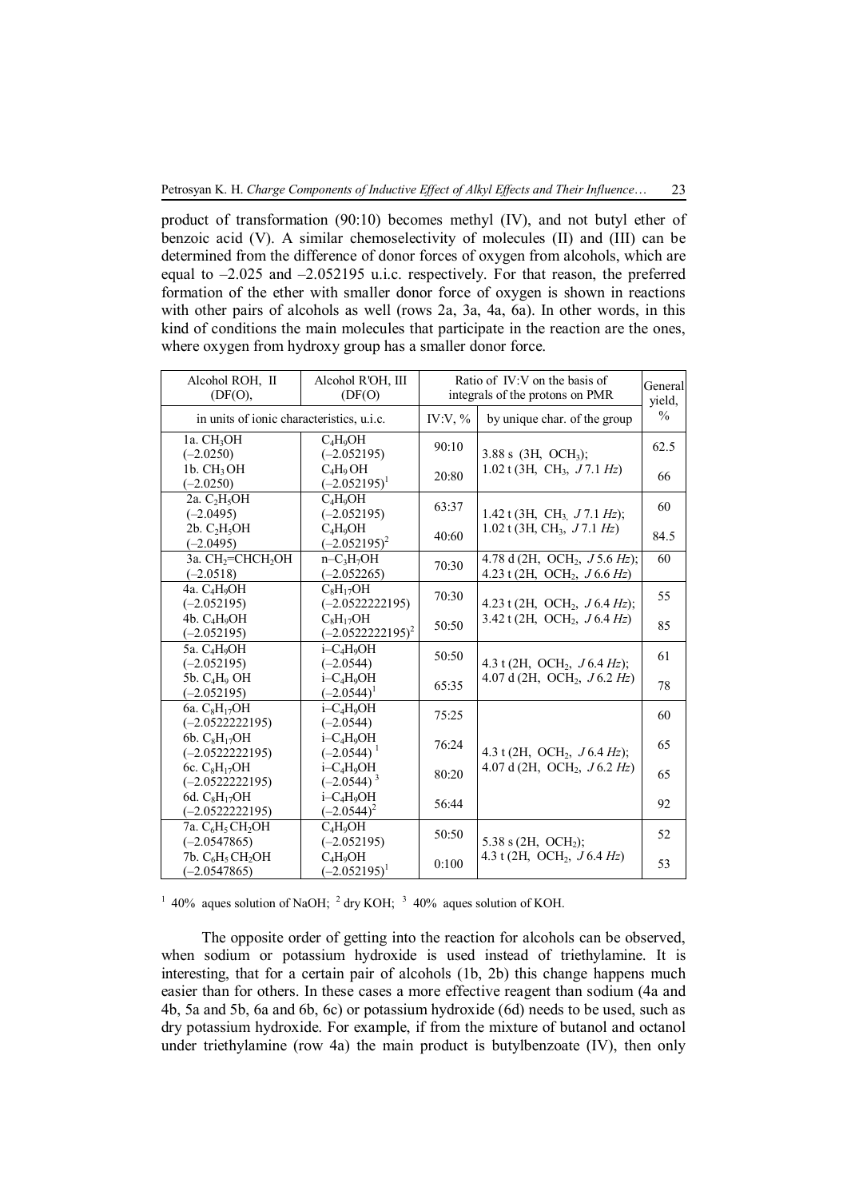product of transformation (90:10) becomes methyl (IV), and not butyl ether of benzoic acid (V). A similar chemoselectivity of molecules (II) and (III) can be determined from the difference of donor forces of oxygen from alcohols, which are equal to –2.025 and –2.052195 u.i.c. respectively. For that reason, the preferred formation of the ether with smaller donor force of oxygen is shown in reactions with other pairs of alcohols as well (rows 2a, 3a, 4a, 6a). In other words, in this kind of conditions the main molecules that participate in the reaction are the ones, where oxygen from hydroxy group has a smaller donor force.

| Alcohol ROH, II (DF(O), | Alcohol R'OH, III (DF(O) | Ratio of IV:V on the basis of integrals of the protons on PMR | | General yield, % |
|---|---|---|---|---|
| in units of ionic characteristics, u.i.c. | | IV:V, % | by unique char. of the group | |
| 1a. $CH_3OH$ (–2.0250) | $C_4H_9OH$ (–2.052195) | 90:10 | 3.88 s (3H, $OCH_3$); 1.02 t (3H, $CH_3$, *J* 7.1 *Hz*) | 62.5 |
| 1b. $CH_3OH$ (–2.0250) | $C_4H_9OH$ (–2.052195)[1] | 20:80 | | 66 |
| 2a. $C_2H_5OH$ (–2.0495) | $C_4H_9OH$ (–2.052195) | 63:37 | 1.42 t (3H, $CH_3$, *J* 7.1 *Hz*); 1.02 t (3H, $CH_3$, *J* 7.1 *Hz*) | 60 |
| 2b. $C_2H_5OH$ (–2.0495) | $C_4H_9OH$ (–2.052195)[2] | 40:60 | | 84.5 |
| 3a. $CH_2$=$CHCH_2OH$ (–2.0518) | n–$C_3H_7OH$ (–2.052265) | 70:30 | 4.78 d (2H, $OCH_2$, *J* 5.6 *Hz*); 4.23 t (2H, $OCH_2$, *J* 6.6 *Hz*) | 60 |
| 4a. $C_4H_9OH$ (–2.052195) | $C_8H_{17}OH$ (–2.0522222195) | 70:30 | 4.23 t (2H, $OCH_2$, *J* 6.4 *Hz*); 3.42 t (2H, $OCH_2$, *J* 6.4 *Hz*) | 55 |
| 4b. $C_4H_9OH$ (–2.052195) | $C_8H_{17}OH$ (–2.0522222195)[2] | 50:50 | | 85 |
| 5a. $C_4H_9OH$ (–2.052195) | i–$C_4H_9OH$ (–2.0544) | 50:50 | 4.3 t (2H, $OCH_2$, *J* 6.4 *Hz*); 4.07 d (2H, $OCH_2$, *J* 6.2 *Hz*) | 61 |
| 5b. $C_4H_9OH$ (–2.052195) | i–$C_4H_9OH$ (–2.0544)[1] | 65:35 | | 78 |
| 6a. $C_8H_{17}OH$ (–2.0522222195) | i–$C_4H_9OH$ (–2.0544) | 75:25 | 4.3 t (2H, $OCH_2$, *J* 6.4 *Hz*); 4.07 d (2H, $OCH_2$, *J* 6.2 *Hz*) | 60 |
| 6b. $C_8H_{17}OH$ (–2.0522222195) | i–$C_4H_9OH$ (–2.0544)[1] | 76:24 | | 65 |
| 6c. $C_8H_{17}OH$ (–2.0522222195) | i–$C_4H_9OH$ (–2.0544)[3] | 80:20 | | 65 |
| 6d. $C_8H_{17}OH$ (–2.0522222195) | i–$C_4H_9OH$ (–2.0544)[2] | 56:44 | | 92 |
| 7a. $C_6H_5CH_2OH$ (–2.0547865) | $C_4H_9OH$ (–2.052195) | 50:50 | 5.38 s (2H, $OCH_2$); 4.3 t (2H, $OCH_2$, *J* 6.4 *Hz*) | 52 |
| 7b. $C_6H_5CH_2OH$ (–2.0547865) | $C_4H_9OH$ (–2.052195)[1] | 0:100 | | 53 |

[1] 40% aques solution of NaOH; [2] dry KOH; [3] 40% aques solution of KOH.

The opposite order of getting into the reaction for alcohols can be observed, when sodium or potassium hydroxide is used instead of triethylamine. It is interesting, that for a certain pair of alcohols (1b, 2b) this change happens much easier than for others. In these cases a more effective reagent than sodium (4a and 4b, 5a and 5b, 6a and 6b, 6c) or potassium hydroxide (6d) needs to be used, such as dry potassium hydroxide. For example, if from the mixture of butanol and octanol under triethylamine (row 4a) the main product is butylbenzoate (IV), then only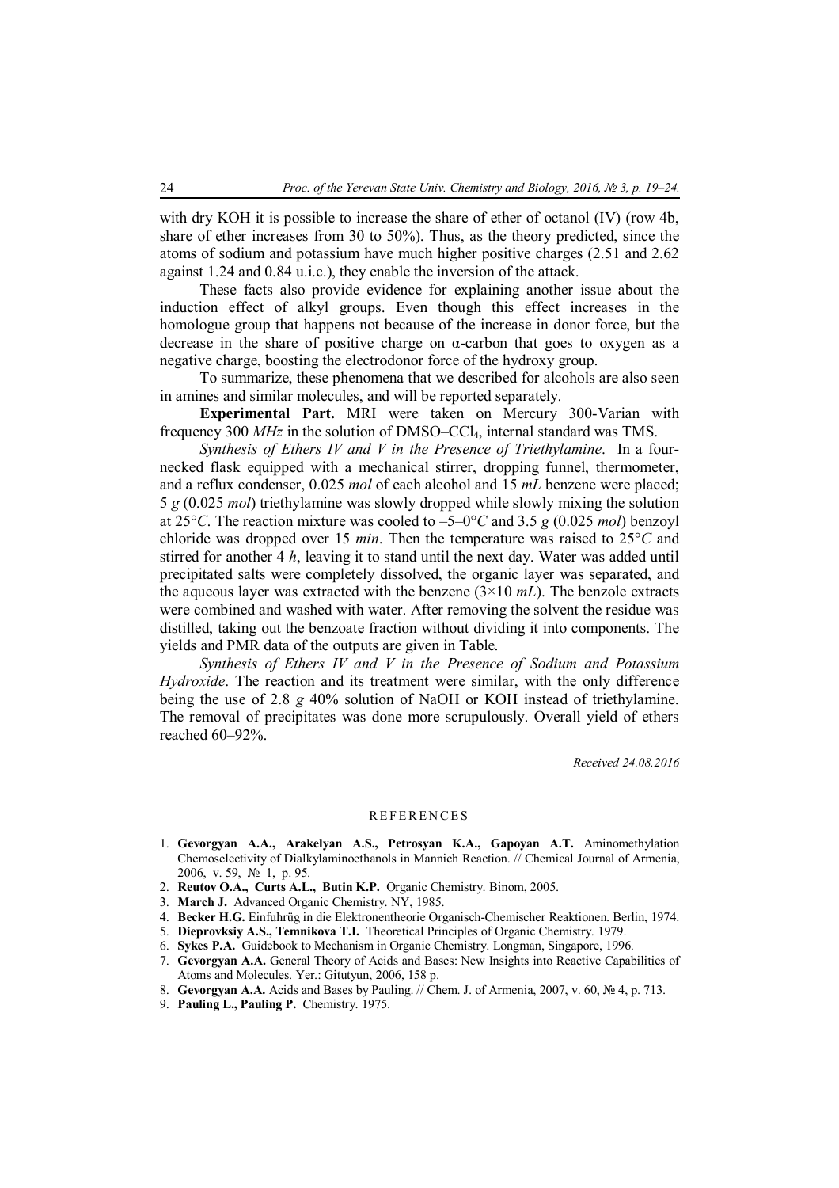with dry KOH it is possible to increase the share of ether of octanol (IV) (row 4b, share of ether increases from 30 to 50%). Thus, as the theory predicted, since the atoms of sodium and potassium have much higher positive charges (2.51 and 2.62 against 1.24 and 0.84 u.i.c.), they enable the inversion of the attack.

These facts also provide evidence for explaining another issue about the induction effect of alkyl groups. Even though this effect increases in the homologue group that happens not because of the increase in donor force, but the decrease in the share of positive charge on α-carbon that goes to oxygen as a negative charge, boosting the electrodonor force of the hydroxy group.

To summarize, these phenomena that we described for alcohols are also seen in amines and similar molecules, and will be reported separately.

**Experimental Part.** MRI were taken on Mercury 300-Varian with frequency 300 *MHz* in the solution of DMSO–$CCl_4$, internal standard was TMS.

*Synthesis of Ethers IV and V in the Presence of Triethylamine*. In a four-necked flask equipped with a mechanical stirrer, dropping funnel, thermometer, and a reflux condenser, 0.025 *mol* of each alcohol and 15 *mL* benzene were placed; 5 *g* (0.025 *mol*) triethylamine was slowly dropped while slowly mixing the solution at 25°*C*. The reaction mixture was cooled to –5–0°*C* and 3.5 *g* (0.025 *mol*) benzoyl chloride was dropped over 15 *min*. Then the temperature was raised to 25°*C* and stirred for another 4 *h*, leaving it to stand until the next day. Water was added until precipitated salts were completely dissolved, the organic layer was separated, and the aqueous layer was extracted with the benzene (3×10 *mL*). The benzole extracts were combined and washed with water. After removing the solvent the residue was distilled, taking out the benzoate fraction without dividing it into components. The yields and PMR data of the outputs are given in Table.

*Synthesis of Ethers IV and V in the Presence of Sodium and Potassium Hydroxide*. The reaction and its treatment were similar, with the only difference being the use of 2.8 *g* 40% solution of NaOH or KOH instead of triethylamine. The removal of precipitates was done more scrupulously. Overall yield of ethers reached 60–92%.

*Received 24.08.2016*

## REFERENCES

1. **Gevorgyan A.A., Arakelyan A.S., Petrosyan K.A., Gapoyan A.T.** Aminomethylation Chemoselectivity of Dialkylaminoethanols in Mannich Reaction. // Chemical Journal of Armenia, 2006, v. 59, № 1, p. 95.
2. **Reutov O.A., Curts A.L., Butin K.P.** Organic Chemistry. Binom, 2005.
3. **March J.** Advanced Organic Chemistry. NY, 1985.
4. **Becker H.G.** Einfuhrüg in die Elektronentheorie Organisch-Chemischer Reaktionen. Berlin, 1974.
5. **Dieprovksiy A.S., Temnikova T.I.** Theoretical Principles of Organic Chemistry. 1979.
6. **Sykes P.A.** Guidebook to Mechanism in Organic Chemistry. Longman, Singapore, 1996.
7. **Gevorgyan A.A.** General Theory of Acids and Bases: New Insights into Reactive Capabilities of Atoms and Molecules. Yer.: Gitutyun, 2006, 158 p.
8. **Gevorgyan A.A.** Acids and Bases by Pauling. // Chem. J. of Armenia, 2007, v. 60, № 4, p. 713.
9. **Pauling L., Pauling P.** Chemistry. 1975.